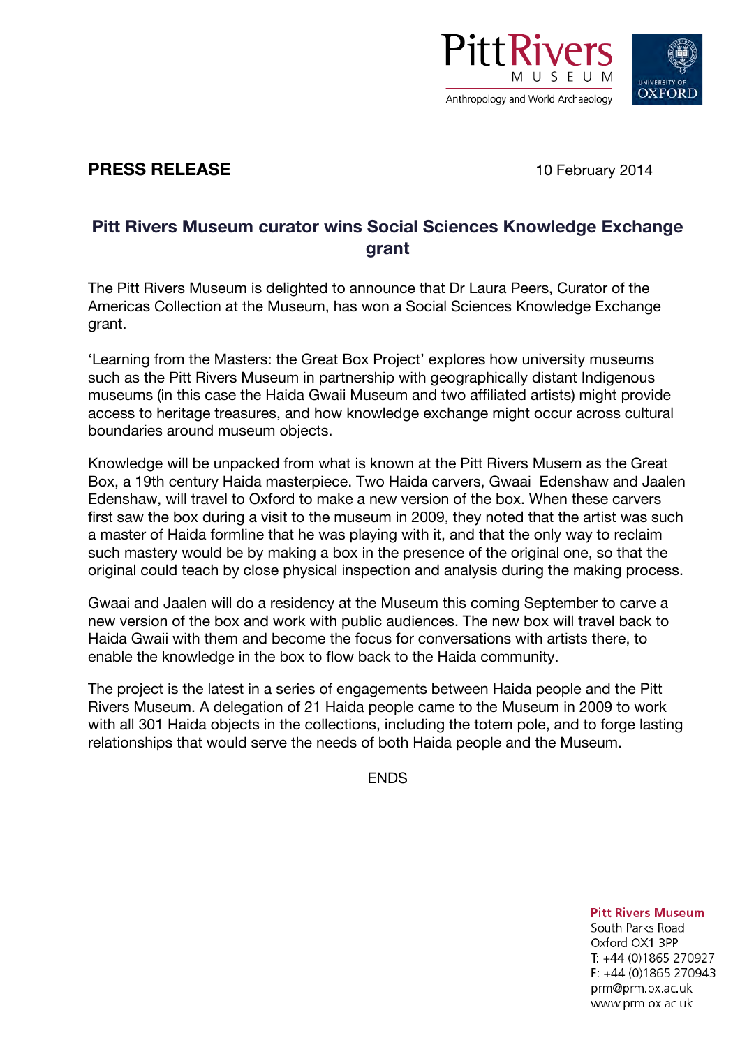Pitt Rivers MUSEUM
Anthropology and World Archaeology

UNIVERSITY OF OXFORD

**PRESS RELEASE**

10 February 2014

## Pitt Rivers Museum curator wins Social Sciences Knowledge Exchange grant

The Pitt Rivers Museum is delighted to announce that Dr Laura Peers, Curator of the Americas Collection at the Museum, has won a Social Sciences Knowledge Exchange grant.

'Learning from the Masters: the Great Box Project' explores how university museums such as the Pitt Rivers Museum in partnership with geographically distant Indigenous museums (in this case the Haida Gwaii Museum and two affiliated artists) might provide access to heritage treasures, and how knowledge exchange might occur across cultural boundaries around museum objects.

Knowledge will be unpacked from what is known at the Pitt Rivers Musem as the Great Box, a 19th century Haida masterpiece. Two Haida carvers, Gwaai Edenshaw and Jaalen Edenshaw, will travel to Oxford to make a new version of the box. When these carvers first saw the box during a visit to the museum in 2009, they noted that the artist was such a master of Haida formline that he was playing with it, and that the only way to reclaim such mastery would be by making a box in the presence of the original one, so that the original could teach by close physical inspection and analysis during the making process.

Gwaai and Jaalen will do a residency at the Museum this coming September to carve a new version of the box and work with public audiences. The new box will travel back to Haida Gwaii with them and become the focus for conversations with artists there, to enable the knowledge in the box to flow back to the Haida community.

The project is the latest in a series of engagements between Haida people and the Pitt Rivers Museum. A delegation of 21 Haida people came to the Museum in 2009 to work with all 301 Haida objects in the collections, including the totem pole, and to forge lasting relationships that would serve the needs of both Haida people and the Museum.

ENDS

**Pitt Rivers Museum**
South Parks Road
Oxford OX1 3PP
T: +44 (0)1865 270927
F: +44 (0)1865 270943
prm@prm.ox.ac.uk
www.prm.ox.ac.uk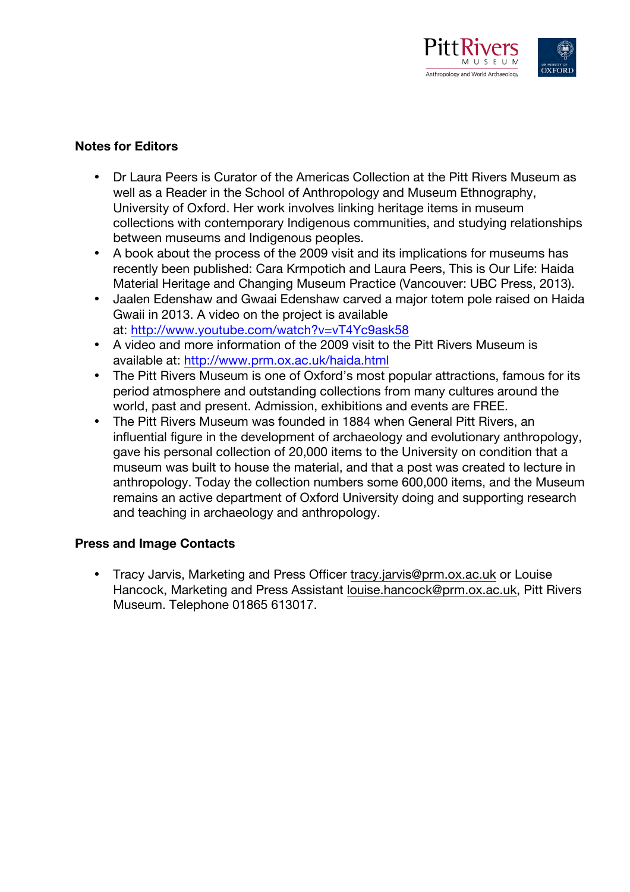## Notes for Editors

- Dr Laura Peers is Curator of the Americas Collection at the Pitt Rivers Museum as well as a Reader in the School of Anthropology and Museum Ethnography, University of Oxford. Her work involves linking heritage items in museum collections with contemporary Indigenous communities, and studying relationships between museums and Indigenous peoples.
- A book about the process of the 2009 visit and its implications for museums has recently been published: Cara Krmpotich and Laura Peers, This is Our Life: Haida Material Heritage and Changing Museum Practice (Vancouver: UBC Press, 2013).
- Jaalen Edenshaw and Gwaai Edenshaw carved a major totem pole raised on Haida Gwaii in 2013. A video on the project is available at: [http://www.youtube.com/watch?v=vT4Yc9ask58](http://www.youtube.com/watch?v=vT4Yc9ask58)
- A video and more information of the 2009 visit to the Pitt Rivers Museum is available at: [http://www.prm.ox.ac.uk/haida.html](http://www.prm.ox.ac.uk/haida.html)
- The Pitt Rivers Museum is one of Oxford's most popular attractions, famous for its period atmosphere and outstanding collections from many cultures around the world, past and present. Admission, exhibitions and events are FREE.
- The Pitt Rivers Museum was founded in 1884 when General Pitt Rivers, an influential figure in the development of archaeology and evolutionary anthropology, gave his personal collection of 20,000 items to the University on condition that a museum was built to house the material, and that a post was created to lecture in anthropology. Today the collection numbers some 600,000 items, and the Museum remains an active department of Oxford University doing and supporting research and teaching in archaeology and anthropology.

## Press and Image Contacts

- Tracy Jarvis, Marketing and Press Officer tracy.jarvis@prm.ox.ac.uk or Louise Hancock, Marketing and Press Assistant louise.hancock@prm.ox.ac.uk, Pitt Rivers Museum. Telephone 01865 613017.